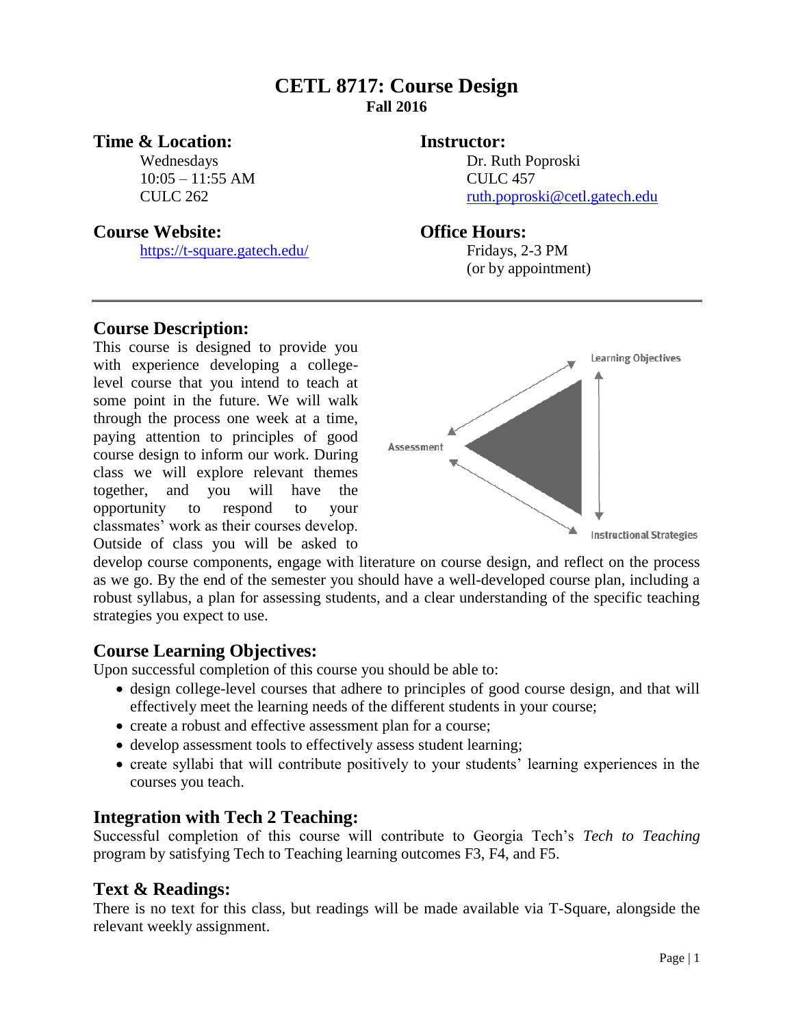# CETL 8717: Course Design

**Fall 2016**

**Time & Location:**
Wednesdays
10:05 – 11:55 AM
CULC 262

**Instructor:**
Dr. Ruth Poproski
CULC 457
ruth.poproski@cetl.gatech.edu

**Course Website:**
https://t-square.gatech.edu/

**Office Hours:**
Fridays, 2-3 PM
(or by appointment)

---

## Course Description:

This course is designed to provide you with experience developing a college-level course that you intend to teach at some point in the future. We will walk through the process one week at a time, paying attention to principles of good course design to inform our work. During class we will explore relevant themes together, and you will have the opportunity to respond to your classmates' work as their courses develop. Outside of class you will be asked to develop course components, engage with literature on course design, and reflect on the process as we go. By the end of the semester you should have a well-developed course plan, including a robust syllabus, a plan for assessing students, and a clear understanding of the specific teaching strategies you expect to use.

Learning Objectives

Assessment

Instructional Strategies

## Course Learning Objectives:

Upon successful completion of this course you should be able to:

- design college-level courses that adhere to principles of good course design, and that will effectively meet the learning needs of the different students in your course;
- create a robust and effective assessment plan for a course;
- develop assessment tools to effectively assess student learning;
- create syllabi that will contribute positively to your students' learning experiences in the courses you teach.

## Integration with Tech 2 Teaching:

Successful completion of this course will contribute to Georgia Tech's *Tech to Teaching* program by satisfying Tech to Teaching learning outcomes F3, F4, and F5.

## Text & Readings:

There is no text for this class, but readings will be made available via T-Square, alongside the relevant weekly assignment.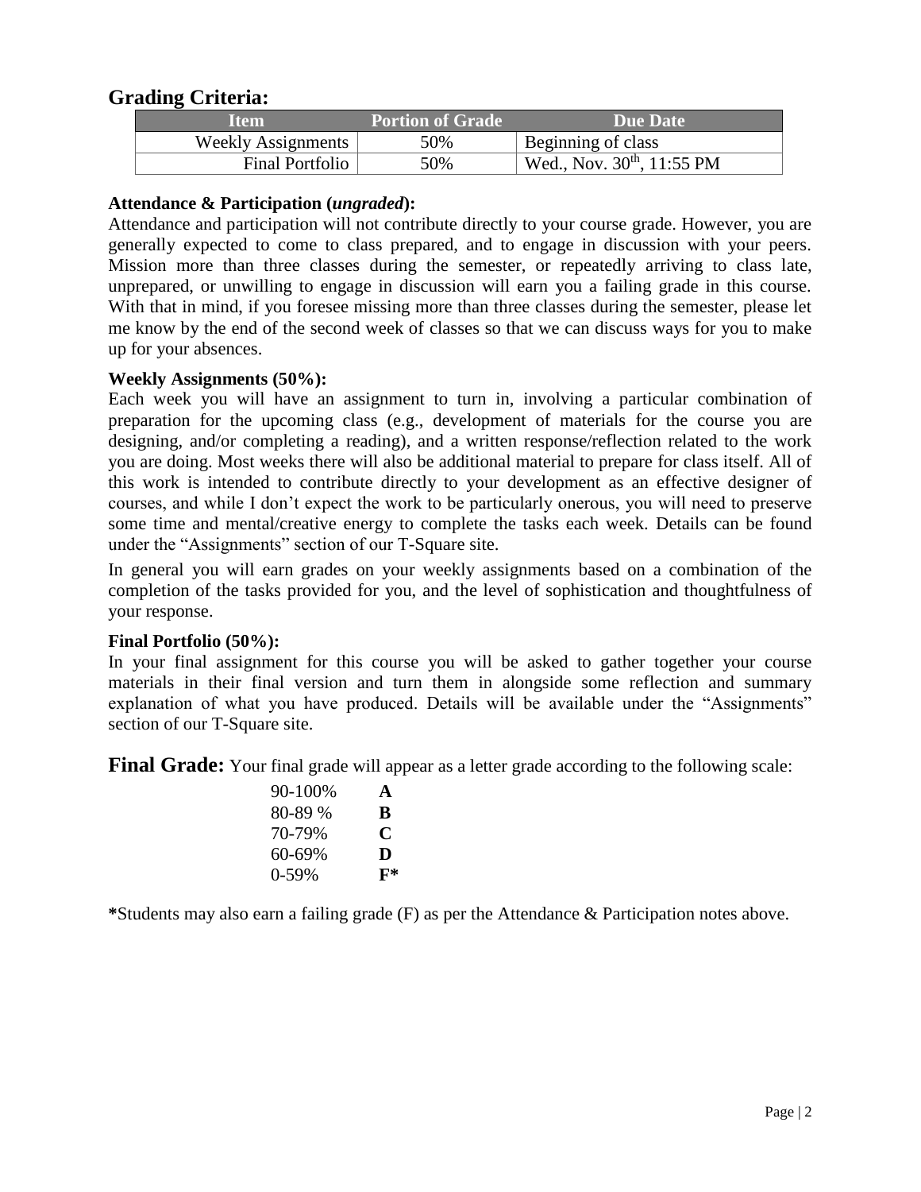## Grading Criteria:

| Item | Portion of Grade | Due Date |
| --- | --- | --- |
| Weekly Assignments | 50% | Beginning of class |
| Final Portfolio | 50% | Wed., Nov. 30th, 11:55 PM |

**Attendance & Participation (*ungraded*):**

Attendance and participation will not contribute directly to your course grade. However, you are generally expected to come to class prepared, and to engage in discussion with your peers. Mission more than three classes during the semester, or repeatedly arriving to class late, unprepared, or unwilling to engage in discussion will earn you a failing grade in this course. With that in mind, if you foresee missing more than three classes during the semester, please let me know by the end of the second week of classes so that we can discuss ways for you to make up for your absences.

**Weekly Assignments (50%):**

Each week you will have an assignment to turn in, involving a particular combination of preparation for the upcoming class (e.g., development of materials for the course you are designing, and/or completing a reading), and a written response/reflection related to the work you are doing. Most weeks there will also be additional material to prepare for class itself. All of this work is intended to contribute directly to your development as an effective designer of courses, and while I don't expect the work to be particularly onerous, you will need to preserve some time and mental/creative energy to complete the tasks each week. Details can be found under the "Assignments" section of our T-Square site.

In general you will earn grades on your weekly assignments based on a combination of the completion of the tasks provided for you, and the level of sophistication and thoughtfulness of your response.

**Final Portfolio (50%):**

In your final assignment for this course you will be asked to gather together your course materials in their final version and turn them in alongside some reflection and summary explanation of what you have produced. Details will be available under the "Assignments" section of our T-Square site.

**Final Grade:** Your final grade will appear as a letter grade according to the following scale:

| | |
| --- | --- |
| 90-100% | **A** |
| 80-89 % | **B** |
| 70-79% | **C** |
| 60-69% | **D** |
| 0-59% | **F*** |

**\***Students may also earn a failing grade (F) as per the Attendance & Participation notes above.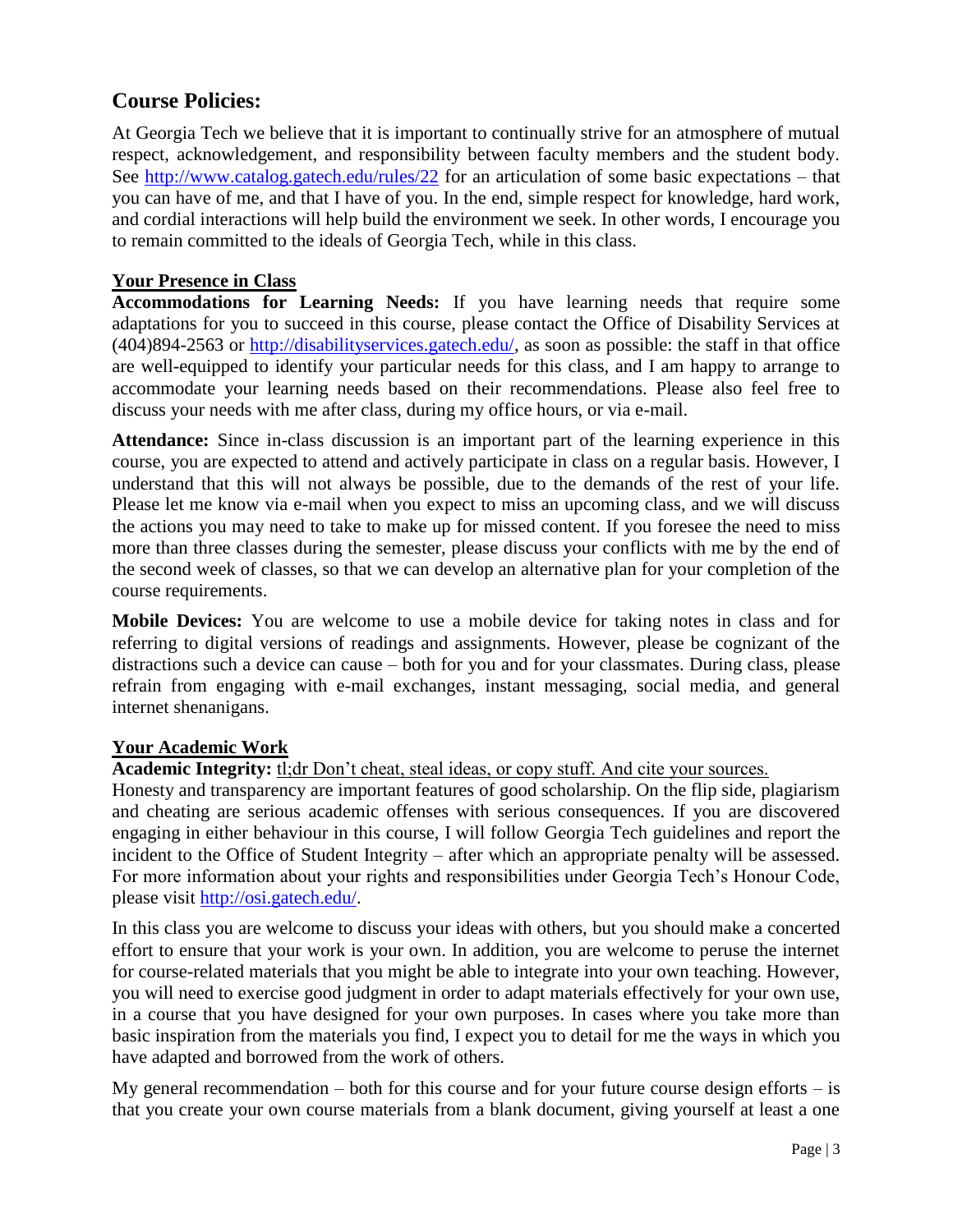## Course Policies:

At Georgia Tech we believe that it is important to continually strive for an atmosphere of mutual respect, acknowledgement, and responsibility between faculty members and the student body. See http://www.catalog.gatech.edu/rules/22 for an articulation of some basic expectations – that you can have of me, and that I have of you. In the end, simple respect for knowledge, hard work, and cordial interactions will help build the environment we seek. In other words, I encourage you to remain committed to the ideals of Georgia Tech, while in this class.

### Your Presence in Class

**Accommodations for Learning Needs:** If you have learning needs that require some adaptations for you to succeed in this course, please contact the Office of Disability Services at (404)894-2563 or http://disabilityservices.gatech.edu/, as soon as possible: the staff in that office are well-equipped to identify your particular needs for this class, and I am happy to arrange to accommodate your learning needs based on their recommendations. Please also feel free to discuss your needs with me after class, during my office hours, or via e-mail.

**Attendance:** Since in-class discussion is an important part of the learning experience in this course, you are expected to attend and actively participate in class on a regular basis. However, I understand that this will not always be possible, due to the demands of the rest of your life. Please let me know via e-mail when you expect to miss an upcoming class, and we will discuss the actions you may need to take to make up for missed content. If you foresee the need to miss more than three classes during the semester, please discuss your conflicts with me by the end of the second week of classes, so that we can develop an alternative plan for your completion of the course requirements.

**Mobile Devices:** You are welcome to use a mobile device for taking notes in class and for referring to digital versions of readings and assignments. However, please be cognizant of the distractions such a device can cause – both for you and for your classmates. During class, please refrain from engaging with e-mail exchanges, instant messaging, social media, and general internet shenanigans.

### Your Academic Work

**Academic Integrity:** tl;dr Don't cheat, steal ideas, or copy stuff. And cite your sources.

Honesty and transparency are important features of good scholarship. On the flip side, plagiarism and cheating are serious academic offenses with serious consequences. If you are discovered engaging in either behaviour in this course, I will follow Georgia Tech guidelines and report the incident to the Office of Student Integrity – after which an appropriate penalty will be assessed. For more information about your rights and responsibilities under Georgia Tech's Honour Code, please visit http://osi.gatech.edu/.

In this class you are welcome to discuss your ideas with others, but you should make a concerted effort to ensure that your work is your own. In addition, you are welcome to peruse the internet for course-related materials that you might be able to integrate into your own teaching. However, you will need to exercise good judgment in order to adapt materials effectively for your own use, in a course that you have designed for your own purposes. In cases where you take more than basic inspiration from the materials you find, I expect you to detail for me the ways in which you have adapted and borrowed from the work of others.

My general recommendation – both for this course and for your future course design efforts – is that you create your own course materials from a blank document, giving yourself at least a one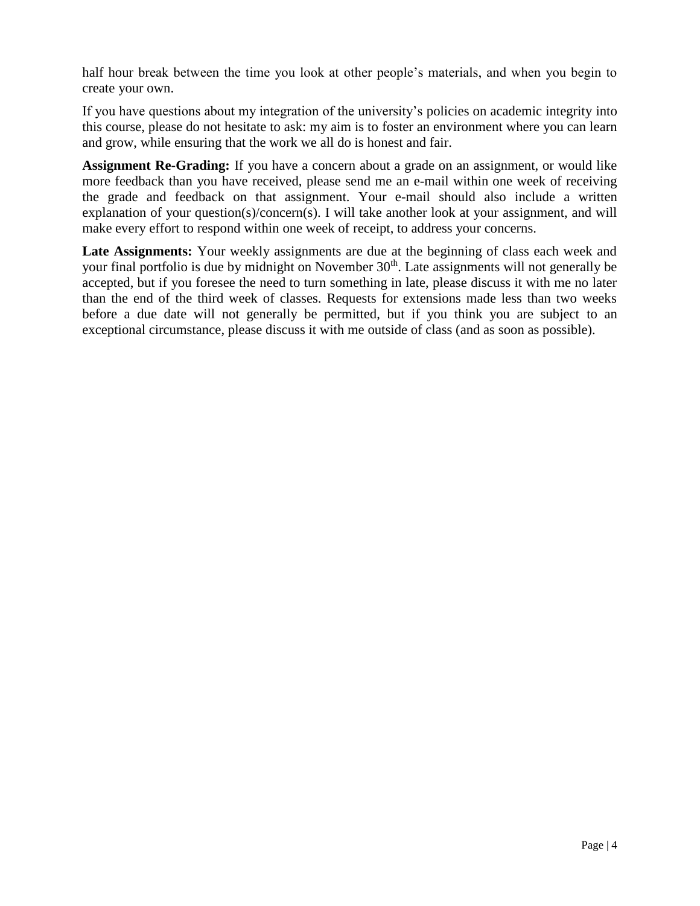half hour break between the time you look at other people's materials, and when you begin to create your own.

If you have questions about my integration of the university's policies on academic integrity into this course, please do not hesitate to ask: my aim is to foster an environment where you can learn and grow, while ensuring that the work we all do is honest and fair.

**Assignment Re-Grading:** If you have a concern about a grade on an assignment, or would like more feedback than you have received, please send me an e-mail within one week of receiving the grade and feedback on that assignment. Your e-mail should also include a written explanation of your question(s)/concern(s). I will take another look at your assignment, and will make every effort to respond within one week of receipt, to address your concerns.

**Late Assignments:** Your weekly assignments are due at the beginning of class each week and your final portfolio is due by midnight on November 30th. Late assignments will not generally be accepted, but if you foresee the need to turn something in late, please discuss it with me no later than the end of the third week of classes. Requests for extensions made less than two weeks before a due date will not generally be permitted, but if you think you are subject to an exceptional circumstance, please discuss it with me outside of class (and as soon as possible).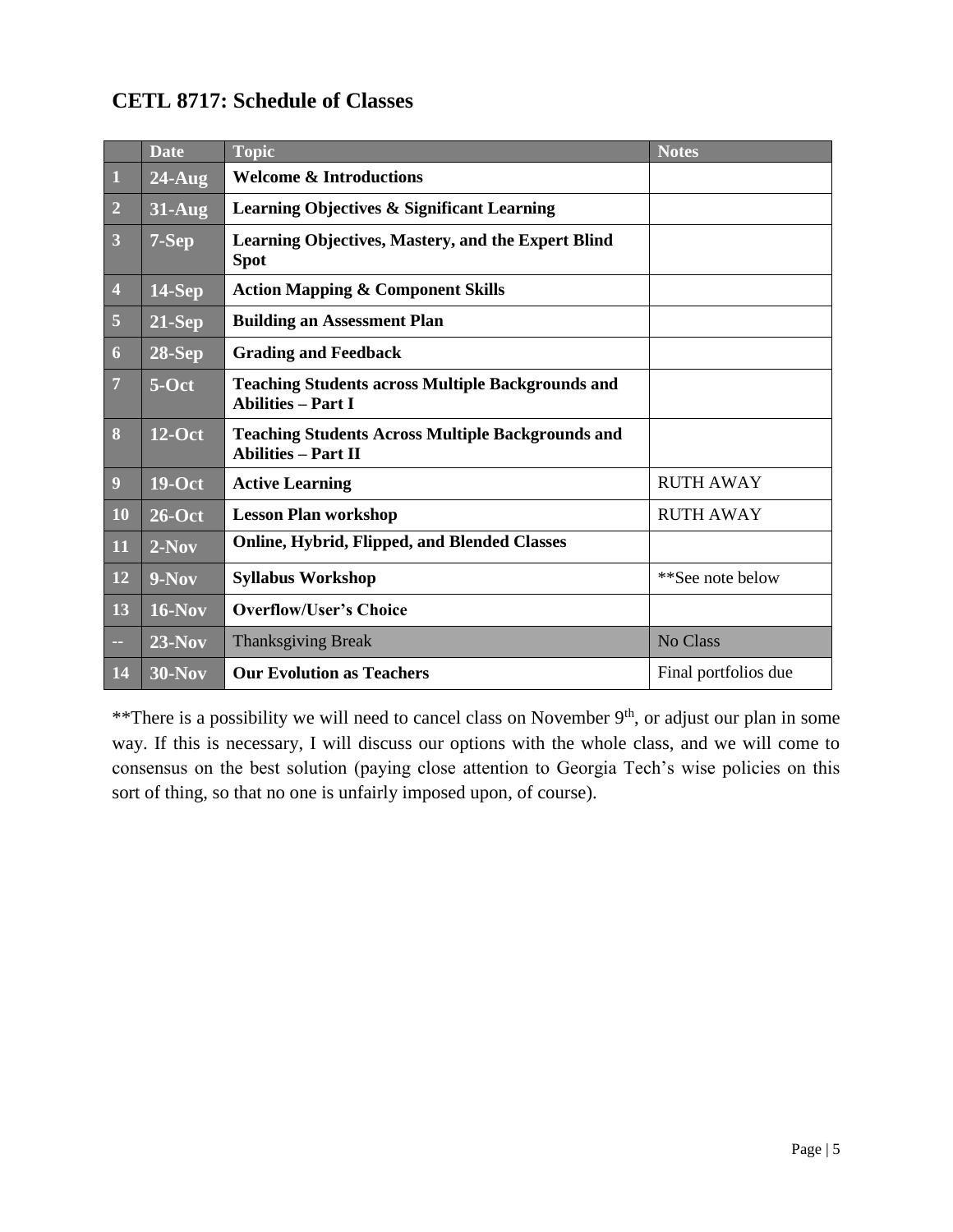## CETL 8717: Schedule of Classes

| | Date | Topic | Notes |
|---|---|---|---|
| 1 | 24-Aug | **Welcome & Introductions** | |
| 2 | 31-Aug | **Learning Objectives & Significant Learning** | |
| 3 | 7-Sep | **Learning Objectives, Mastery, and the Expert Blind Spot** | |
| 4 | 14-Sep | **Action Mapping & Component Skills** | |
| 5 | 21-Sep | **Building an Assessment Plan** | |
| 6 | 28-Sep | **Grading and Feedback** | |
| 7 | 5-Oct | **Teaching Students across Multiple Backgrounds and Abilities – Part I** | |
| 8 | 12-Oct | **Teaching Students Across Multiple Backgrounds and Abilities – Part II** | |
| 9 | 19-Oct | **Active Learning** | RUTH AWAY |
| 10 | 26-Oct | **Lesson Plan workshop** | RUTH AWAY |
| 11 | 2-Nov | **Online, Hybrid, Flipped, and Blended Classes** | |
| 12 | 9-Nov | **Syllabus Workshop** | **See note below |
| 13 | 16-Nov | **Overflow/User's Choice** | |
| -- | 23-Nov | Thanksgiving Break | No Class |
| 14 | 30-Nov | **Our Evolution as Teachers** | Final portfolios due |

**There is a possibility we will need to cancel class on November 9th, or adjust our plan in some way. If this is necessary, I will discuss our options with the whole class, and we will come to consensus on the best solution (paying close attention to Georgia Tech's wise policies on this sort of thing, so that no one is unfairly imposed upon, of course).